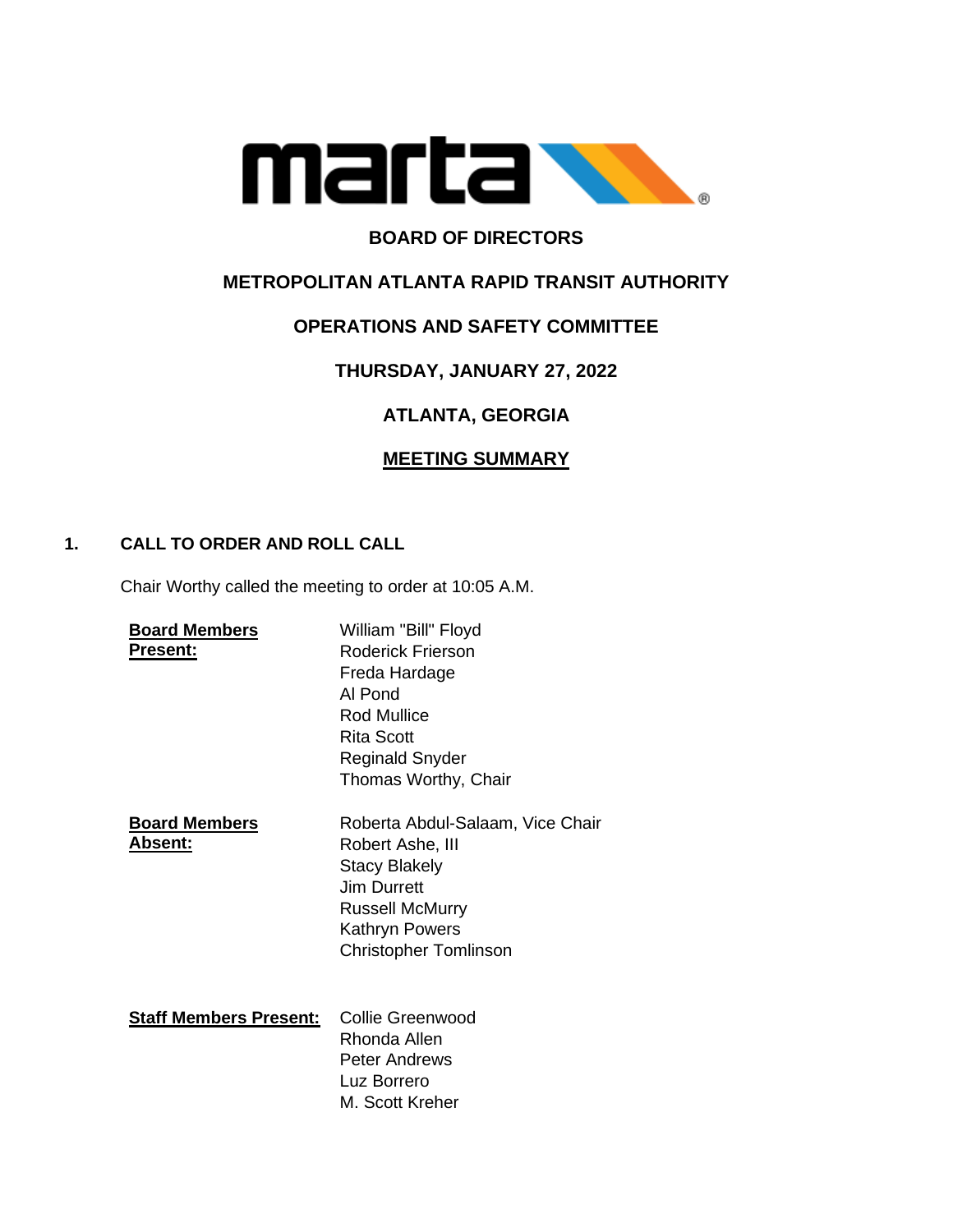# BOARD OF DIRECTORS

## METROPOLITAN ATLANTA RAPID TRANSIT AUTHORITY

## OPERATIONS AND SAFETY COMMITTEE

## THURSDAY, JANUARY 27, 2022

## ATLANTA, GEORGIA

## MEETING SUMMARY

### 1. CALL TO ORDER AND ROLL CALL

Chair Worthy called the meeting to order at 10:05 A.M.

**Board Members Present:**

William "Bill" Floyd
Roderick Frierson
Freda Hardage
Al Pond
Rod Mullice
Rita Scott
Reginald Snyder
Thomas Worthy, Chair

**Board Members Absent:**

Roberta Abdul-Salaam, Vice Chair
Robert Ashe, III
Stacy Blakely
Jim Durrett
Russell McMurry
Kathryn Powers
Christopher Tomlinson

**Staff Members Present:**

Collie Greenwood
Rhonda Allen
Peter Andrews
Luz Borrero
M. Scott Kreher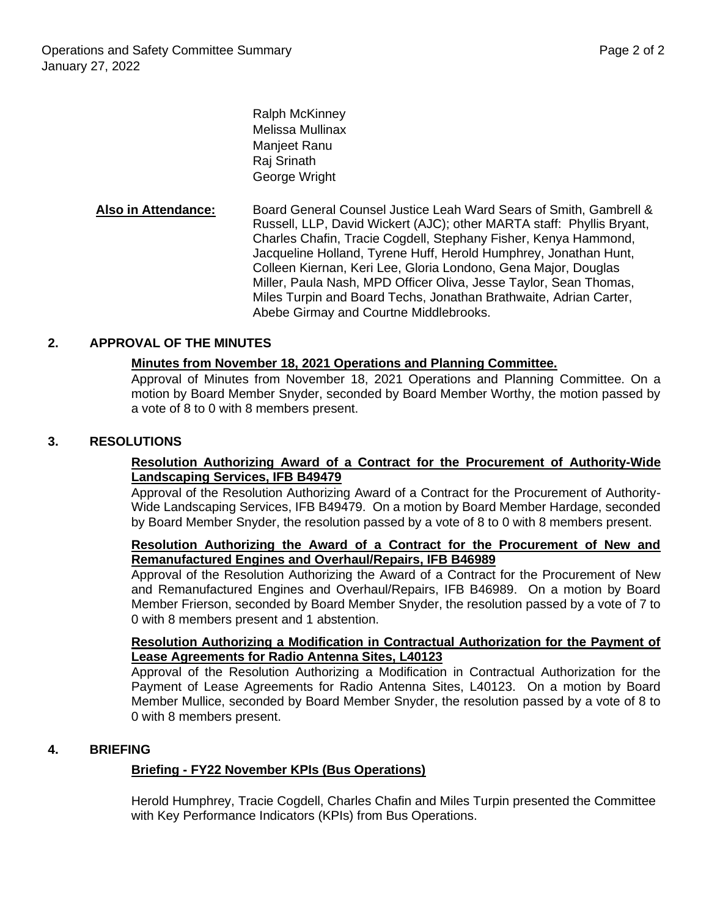Ralph McKinney
Melissa Mullinax
Manjeet Ranu
Raj Srinath
George Wright

**Also in Attendance:** Board General Counsel Justice Leah Ward Sears of Smith, Gambrell & Russell, LLP, David Wickert (AJC); other MARTA staff: Phyllis Bryant, Charles Chafin, Tracie Cogdell, Stephany Fisher, Kenya Hammond, Jacqueline Holland, Tyrene Huff, Herold Humphrey, Jonathan Hunt, Colleen Kiernan, Keri Lee, Gloria Londono, Gena Major, Douglas Miller, Paula Nash, MPD Officer Oliva, Jesse Taylor, Sean Thomas, Miles Turpin and Board Techs, Jonathan Brathwaite, Adrian Carter, Abebe Girmay and Courtne Middlebrooks.

## 2. APPROVAL OF THE MINUTES

**Minutes from November 18, 2021 Operations and Planning Committee.**

Approval of Minutes from November 18, 2021 Operations and Planning Committee. On a motion by Board Member Snyder, seconded by Board Member Worthy, the motion passed by a vote of 8 to 0 with 8 members present.

## 3. RESOLUTIONS

**Resolution Authorizing Award of a Contract for the Procurement of Authority-Wide Landscaping Services, IFB B49479**

Approval of the Resolution Authorizing Award of a Contract for the Procurement of Authority-Wide Landscaping Services, IFB B49479. On a motion by Board Member Hardage, seconded by Board Member Snyder, the resolution passed by a vote of 8 to 0 with 8 members present.

**Resolution Authorizing the Award of a Contract for the Procurement of New and Remanufactured Engines and Overhaul/Repairs, IFB B46989**

Approval of the Resolution Authorizing the Award of a Contract for the Procurement of New and Remanufactured Engines and Overhaul/Repairs, IFB B46989. On a motion by Board Member Frierson, seconded by Board Member Snyder, the resolution passed by a vote of 7 to 0 with 8 members present and 1 abstention.

**Resolution Authorizing a Modification in Contractual Authorization for the Payment of Lease Agreements for Radio Antenna Sites, L40123**

Approval of the Resolution Authorizing a Modification in Contractual Authorization for the Payment of Lease Agreements for Radio Antenna Sites, L40123. On a motion by Board Member Mullice, seconded by Board Member Snyder, the resolution passed by a vote of 8 to 0 with 8 members present.

## 4. BRIEFING

**Briefing - FY22 November KPIs (Bus Operations)**

Herold Humphrey, Tracie Cogdell, Charles Chafin and Miles Turpin presented the Committee with Key Performance Indicators (KPIs) from Bus Operations.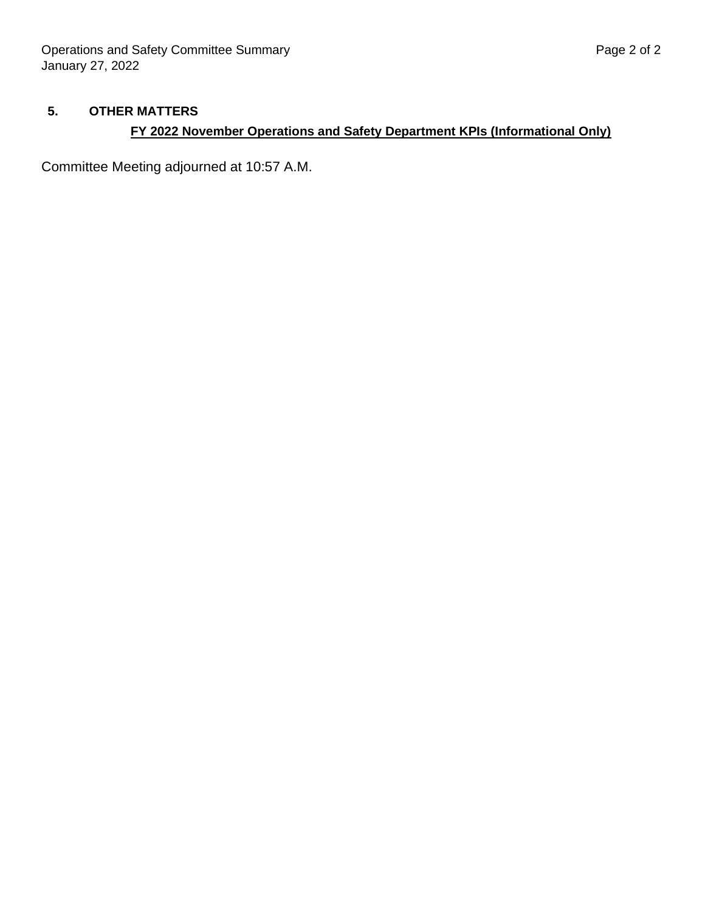**5. OTHER MATTERS**

**FY 2022 November Operations and Safety Department KPIs (Informational Only)**

Committee Meeting adjourned at 10:57 A.M.